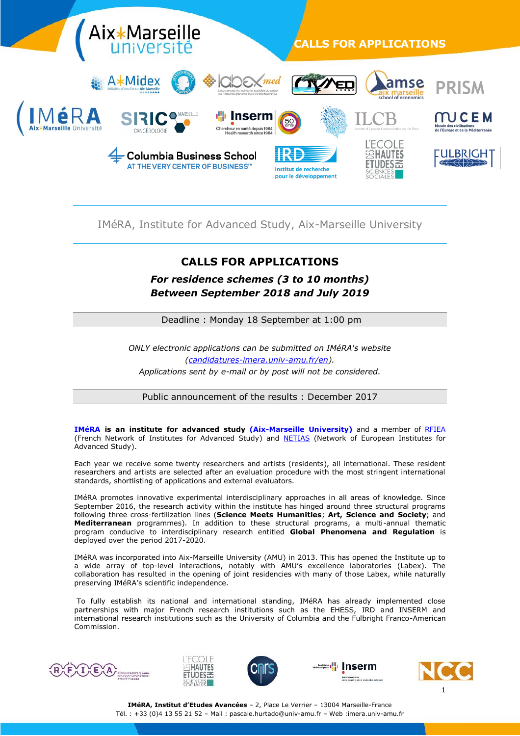CALLS FOR APPLICATIONS

IMéRA, Institute for Advanced Study, Aix-Marseille University

## CALLS FOR APPLICATIONS

### *For residence schemes (3 to 10 months)*
### *Between September 2018 and July 2019*

Deadline : Monday 18 September at 1:00 pm

*ONLY electronic applications can be submitted on IMéRA's website (candidatures-imera.univ-amu.fr/en).*
*Applications sent by e-mail or by post will not be considered.*

Public announcement of the results : December 2017

**IMéRA is an institute for advanced study (Aix-Marseille University)** and a member of RFIEA (French Network of Institutes for Advanced Study) and NETIAS (Network of European Institutes for Advanced Study).

Each year we receive some twenty researchers and artists (residents), all international. These resident researchers and artists are selected after an evaluation procedure with the most stringent international standards, shortlisting of applications and external evaluators.

IMéRA promotes innovative experimental interdisciplinary approaches in all areas of knowledge. Since September 2016, the research activity within the institute has hinged around three structural programs following three cross-fertilization lines (**Science Meets Humanities**; **Art, Science and Society**; and **Mediterranean** programmes). In addition to these structural programs, a multi-annual thematic program conducive to interdisciplinary research entitled **Global Phenomena and Regulation** is deployed over the period 2017-2020.

IMéRA was incorporated into Aix-Marseille University (AMU) in 2013. This has opened the Institute up to a wide array of top-level interactions, notably with AMU's excellence laboratories (Labex). The collaboration has resulted in the opening of joint residencies with many of those Labex, while naturally preserving IMéRA's scientific independence.

To fully establish its national and international standing, IMéRA has already implemented close partnerships with major French research institutions such as the EHESS, IRD and INSERM and international research institutions such as the University of Columbia and the Fulbright Franco-American Commission.

**IMéRA, Institut d'Etudes Avancées** – 2, Place Le Verrier – 13004 Marseille-France
Tél. : +33 (0)4 13 55 21 52 – Mail : pascale.hurtado@univ-amu.fr – Web :imera.univ-amu.fr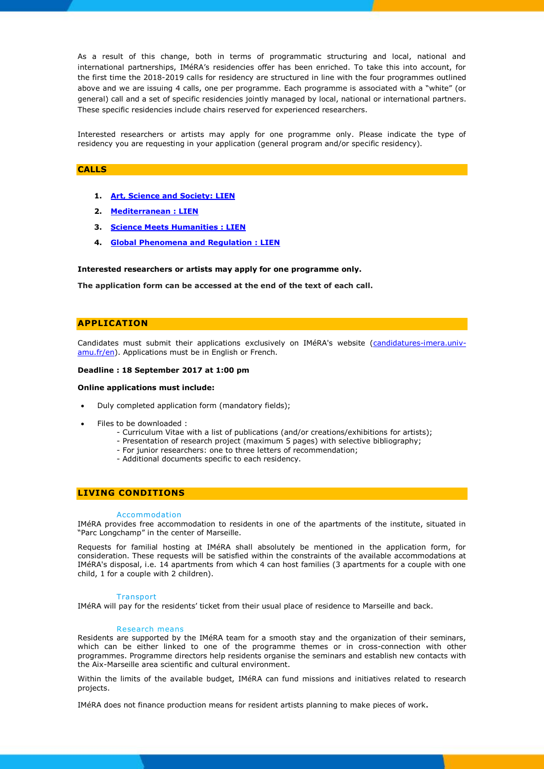As a result of this change, both in terms of programmatic structuring and local, national and international partnerships, IMéRA's residencies offer has been enriched. To take this into account, for the first time the 2018-2019 calls for residency are structured in line with the four programmes outlined above and we are issuing 4 calls, one per programme. Each programme is associated with a "white" (or general) call and a set of specific residencies jointly managed by local, national or international partners. These specific residencies include chairs reserved for experienced researchers.

Interested researchers or artists may apply for one programme only. Please indicate the type of residency you are requesting in your application (general program and/or specific residency).

## CALLS

1. **Art, Science and Society: LIEN**
2. **Mediterranean : LIEN**
3. **Science Meets Humanities : LIEN**
4. **Global Phenomena and Regulation : LIEN**

**Interested researchers or artists may apply for one programme only.**

**The application form can be accessed at the end of the text of each call.**

## APPLICATION

Candidates must submit their applications exclusively on IMéRA's website (candidatures-imera.univ-amu.fr/en). Applications must be in English or French.

**Deadline : 18 September 2017 at 1:00 pm**

**Online applications must include:**

- Duly completed application form (mandatory fields);
- Files to be downloaded :
  - Curriculum Vitae with a list of publications (and/or creations/exhibitions for artists);
  - Presentation of research project (maximum 5 pages) with selective bibliography;
  - For junior researchers: one to three letters of recommendation;
  - Additional documents specific to each residency.

## LIVING CONDITIONS

### Accommodation

IMéRA provides free accommodation to residents in one of the apartments of the institute, situated in "Parc Longchamp" in the center of Marseille.

Requests for familial hosting at IMéRA shall absolutely be mentioned in the application form, for consideration. These requests will be satisfied within the constraints of the available accommodations at IMéRA's disposal, i.e. 14 apartments from which 4 can host families (3 apartments for a couple with one child, 1 for a couple with 2 children).

### Transport

IMéRA will pay for the residents' ticket from their usual place of residence to Marseille and back.

### Research means

Residents are supported by the IMéRA team for a smooth stay and the organization of their seminars, which can be either linked to one of the programme themes or in cross-connection with other programmes. Programme directors help residents organise the seminars and establish new contacts with the Aix-Marseille area scientific and cultural environment.

Within the limits of the available budget, IMéRA can fund missions and initiatives related to research projects.

IMéRA does not finance production means for resident artists planning to make pieces of work.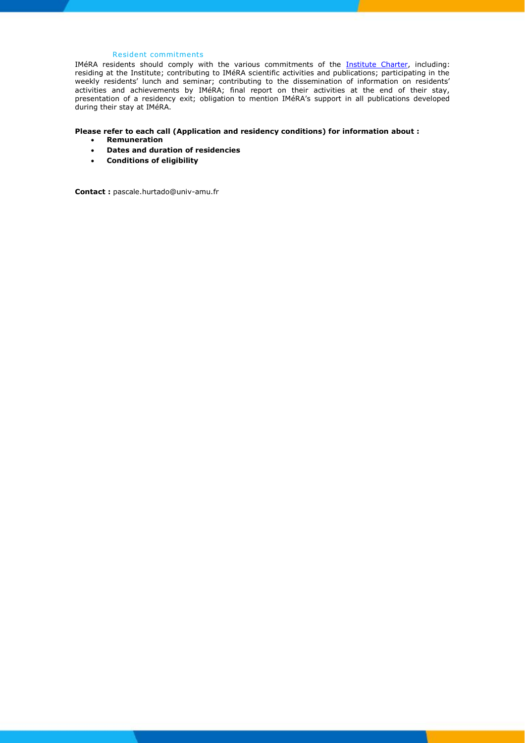### Resident commitments

IMéRA residents should comply with the various commitments of the [Institute Charter], including: residing at the Institute; contributing to IMéRA scientific activities and publications; participating in the weekly residents' lunch and seminar; contributing to the dissemination of information on residents' activities and achievements by IMéRA; final report on their activities at the end of their stay, presentation of a residency exit; obligation to mention IMéRA's support in all publications developed during their stay at IMéRA.

**Please refer to each call (Application and residency conditions) for information about :**

- **Remuneration**
- **Dates and duration of residencies**
- **Conditions of eligibility**

**Contact :** pascale.hurtado@univ-amu.fr